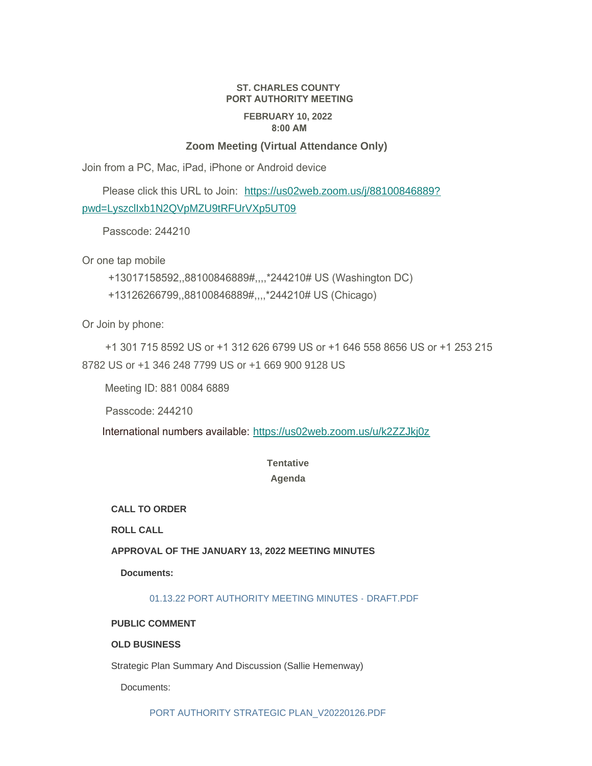**ST. CHARLES COUNTY**
**PORT AUTHORITY MEETING**

**FEBRUARY 10, 2022**
**8:00 AM**

## Zoom Meeting (Virtual Attendance Only)

Join from a PC, Mac, iPad, iPhone or Android device

Please click this URL to Join: https://us02web.zoom.us/j/88100846889?pwd=LyszclIxb1N2QVpMZU9tRFUrVXp5UT09

Passcode: 244210

Or one tap mobile

+13017158592,,88100846889#,,,,*244210# US (Washington DC)

+13126266799,,88100846889#,,,,*244210# US (Chicago)

Or Join by phone:

+1 301 715 8592 US or +1 312 626 6799 US or +1 646 558 8656 US or +1 253 215 8782 US or +1 346 248 7799 US or +1 669 900 9128 US

Meeting ID: 881 0084 6889

Passcode: 244210

International numbers available: https://us02web.zoom.us/u/k2ZZJkj0z

**Tentative**
**Agenda**

**CALL TO ORDER**

**ROLL CALL**

**APPROVAL OF THE JANUARY 13, 2022 MEETING MINUTES**

**Documents:**

01.13.22 PORT AUTHORITY MEETING MINUTES - DRAFT.PDF

**PUBLIC COMMENT**

**OLD BUSINESS**

Strategic Plan Summary And Discussion (Sallie Hemenway)

Documents:

PORT AUTHORITY STRATEGIC PLAN_V20220126.PDF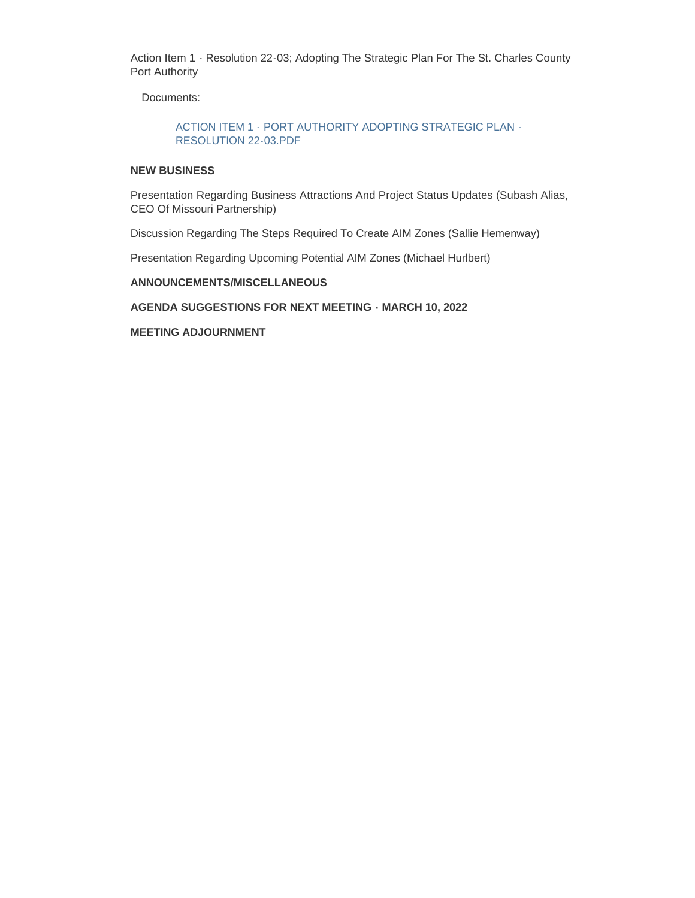Action Item 1 - Resolution 22-03; Adopting The Strategic Plan For The St. Charles County Port Authority

Documents:

ACTION ITEM 1 - PORT AUTHORITY ADOPTING STRATEGIC PLAN - RESOLUTION 22-03.PDF

**NEW BUSINESS**

Presentation Regarding Business Attractions And Project Status Updates (Subash Alias, CEO Of Missouri Partnership)

Discussion Regarding The Steps Required To Create AIM Zones (Sallie Hemenway)

Presentation Regarding Upcoming Potential AIM Zones (Michael Hurlbert)

**ANNOUNCEMENTS/MISCELLANEOUS**

**AGENDA SUGGESTIONS FOR NEXT MEETING - MARCH 10, 2022**

**MEETING ADJOURNMENT**